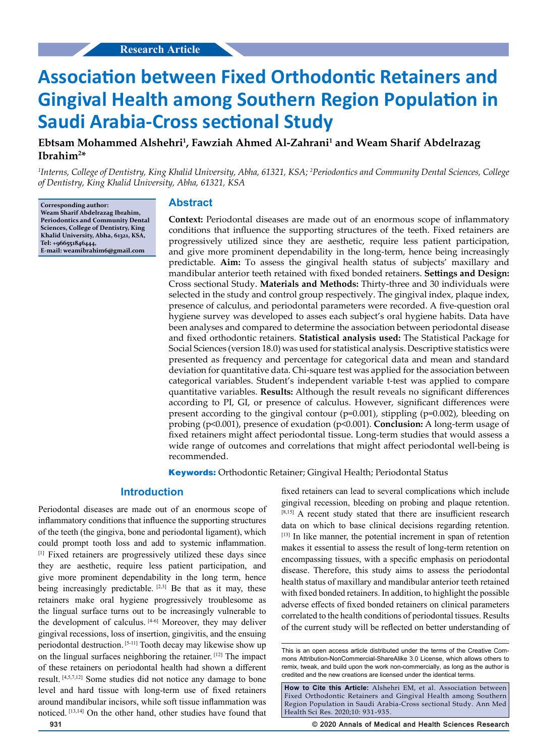Research Article

# Association between Fixed Orthodontic Retainers and Gingival Health among Southern Region Population in Saudi Arabia-Cross sectional Study

**Ebtsam Mohammed Alshehri[1], Fawziah Ahmed Al-Zahrani[1] and Weam Sharif Abdelrazag Ibrahim[2]***

*[1]Interns, College of Dentistry, King Khalid University, Abha, 61321, KSA; [2]Periodontics and Community Dental Sciences, College of Dentistry, King Khalid University, Abha, 61321, KSA*

**Corresponding author: Weam Sharif Abdelrazag Ibrahim, Periodontics and Community Dental Sciences, College of Dentistry, King Khalid University, Abha, 61321, KSA, Tel: +966551846444, E-mail: weamibrahim6@gmail.com**

## Abstract

**Context:** Periodontal diseases are made out of an enormous scope of inflammatory conditions that influence the supporting structures of the teeth. Fixed retainers are progressively utilized since they are aesthetic, require less patient participation, and give more prominent dependability in the long-term, hence being increasingly predictable. **Aim:** To assess the gingival health status of subjects' maxillary and mandibular anterior teeth retained with fixed bonded retainers. **Settings and Design:** Cross sectional Study. **Materials and Methods:** Thirty-three and 30 individuals were selected in the study and control group respectively. The gingival index, plaque index, presence of calculus, and periodontal parameters were recorded. A five-question oral hygiene survey was developed to asses each subject's oral hygiene habits. Data have been analyses and compared to determine the association between periodontal disease and fixed orthodontic retainers. **Statistical analysis used:** The Statistical Package for Social Sciences (version 18.0) was used for statistical analysis. Descriptive statistics were presented as frequency and percentage for categorical data and mean and standard deviation for quantitative data. Chi-square test was applied for the association between categorical variables. Student's independent variable t-test was applied to compare quantitative variables. **Results:** Although the result reveals no significant differences according to PI, GI, or presence of calculus. However, significant differences were present according to the gingival contour ($p=0.001$), stippling ($p=0.002$), bleeding on probing ($p<0.001$), presence of exudation ($p<0.001$). **Conclusion:** A long-term usage of fixed retainers might affect periodontal tissue. Long-term studies that would assess a wide range of outcomes and correlations that might affect periodontal well-being is recommended.

**Keywords:** Orthodontic Retainer; Gingival Health; Periodontal Status

## Introduction

Periodontal diseases are made out of an enormous scope of inflammatory conditions that influence the supporting structures of the teeth (the gingiva, bone and periodontal ligament), which could prompt tooth loss and add to systemic inflammation. [1] Fixed retainers are progressively utilized these days since they are aesthetic, require less patient participation, and give more prominent dependability in the long term, hence being increasingly predictable. [2,3] Be that as it may, these retainers make oral hygiene progressively troublesome as the lingual surface turns out to be increasingly vulnerable to the development of calculus. [4-6] Moreover, they may deliver gingival recessions, loss of insertion, gingivitis, and the ensuing periodontal destruction. [5-11] Tooth decay may likewise show up on the lingual surfaces neighboring the retainer. [12] The impact of these retainers on periodontal health had shown a different result. [4,5,7,12] Some studies did not notice any damage to bone level and hard tissue with long-term use of fixed retainers around mandibular incisors, while soft tissue inflammation was noticed. [13,14] On the other hand, other studies have found that fixed retainers can lead to several complications which include gingival recession, bleeding on probing and plaque retention. [8,15] A recent study stated that there are insufficient research data on which to base clinical decisions regarding retention. [13] In like manner, the potential increment in span of retention makes it essential to assess the result of long-term retention on encompassing tissues, with a specific emphasis on periodontal disease. Therefore, this study aims to assess the periodontal health status of maxillary and mandibular anterior teeth retained with fixed bonded retainers. In addition, to highlight the possible adverse effects of fixed bonded retainers on clinical parameters correlated to the health conditions of periodontal tissues. Results of the current study will be reflected on better understanding of

This is an open access article distributed under the terms of the Creative Commons Attribution-NonCommercial-ShareAlike 3.0 License, which allows others to remix, tweak, and build upon the work non-commercially, as long as the author is credited and the new creations are licensed under the identical terms.

**How to Cite this Article:** Alshehri EM, et al. Association between Fixed Orthodontic Retainers and Gingival Health among Southern Region Population in Saudi Arabia-Cross sectional Study. Ann Med Health Sci Res. 2020;10: 931-935.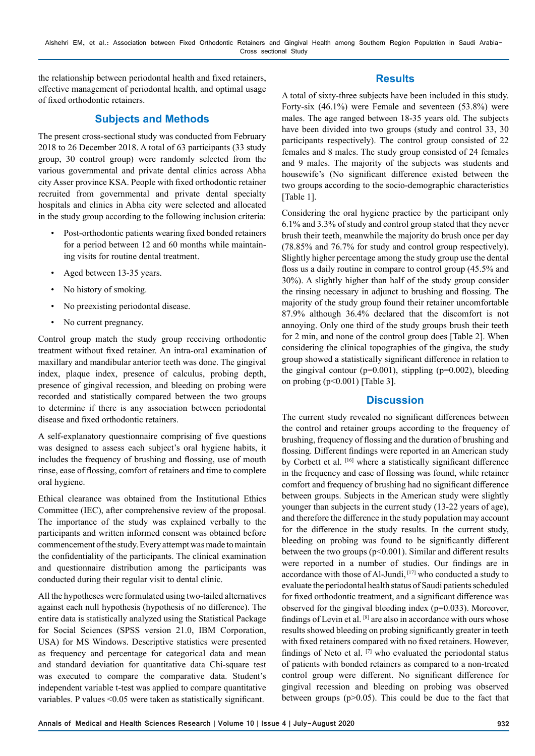the relationship between periodontal health and fixed retainers, effective management of periodontal health, and optimal usage of fixed orthodontic retainers.

## Subjects and Methods

The present cross-sectional study was conducted from February 2018 to 26 December 2018. A total of 63 participants (33 study group, 30 control group) were randomly selected from the various governmental and private dental clinics across Abha city Asser province KSA. People with fixed orthodontic retainer recruited from governmental and private dental specialty hospitals and clinics in Abha city were selected and allocated in the study group according to the following inclusion criteria:

- Post-orthodontic patients wearing fixed bonded retainers for a period between 12 and 60 months while maintaining visits for routine dental treatment.
- Aged between 13-35 years.
- No history of smoking.
- No preexisting periodontal disease.
- No current pregnancy.

Control group match the study group receiving orthodontic treatment without fixed retainer. An intra-oral examination of maxillary and mandibular anterior teeth was done. The gingival index, plaque index, presence of calculus, probing depth, presence of gingival recession, and bleeding on probing were recorded and statistically compared between the two groups to determine if there is any association between periodontal disease and fixed orthodontic retainers.

A self-explanatory questionnaire comprising of five questions was designed to assess each subject's oral hygiene habits, it includes the frequency of brushing and flossing, use of mouth rinse, ease of flossing, comfort of retainers and time to complete oral hygiene.

Ethical clearance was obtained from the Institutional Ethics Committee (IEC), after comprehensive review of the proposal. The importance of the study was explained verbally to the participants and written informed consent was obtained before commencement of the study. Every attempt was made to maintain the confidentiality of the participants. The clinical examination and questionnaire distribution among the participants was conducted during their regular visit to dental clinic.

All the hypotheses were formulated using two-tailed alternatives against each null hypothesis (hypothesis of no difference). The entire data is statistically analyzed using the Statistical Package for Social Sciences (SPSS version 21.0, IBM Corporation, USA) for MS Windows. Descriptive statistics were presented as frequency and percentage for categorical data and mean and standard deviation for quantitative data Chi-square test was executed to compare the comparative data. Student's independent variable t-test was applied to compare quantitative variables. P values <0.05 were taken as statistically significant.

## Results

A total of sixty-three subjects have been included in this study. Forty-six (46.1%) were Female and seventeen (53.8%) were males. The age ranged between 18-35 years old. The subjects have been divided into two groups (study and control 33, 30 participants respectively). The control group consisted of 22 females and 8 males. The study group consisted of 24 females and 9 males. The majority of the subjects was students and housewife's (No significant difference existed between the two groups according to the socio-demographic characteristics [Table 1].

Considering the oral hygiene practice by the participant only 6.1% and 3.3% of study and control group stated that they never brush their teeth, meanwhile the majority do brush once per day (78.85% and 76.7% for study and control group respectively). Slightly higher percentage among the study group use the dental floss us a daily routine in compare to control group (45.5% and 30%). A slightly higher than half of the study group consider the rinsing necessary in adjunct to brushing and flossing. The majority of the study group found their retainer uncomfortable 87.9% although 36.4% declared that the discomfort is not annoying. Only one third of the study groups brush their teeth for 2 min, and none of the control group does [Table 2]. When considering the clinical topographies of the gingiva, the study group showed a statistically significant difference in relation to the gingival contour (p=0.001), stippling (p=0.002), bleeding on probing (p<0.001) [Table 3].

## Discussion

The current study revealed no significant differences between the control and retainer groups according to the frequency of brushing, frequency of flossing and the duration of brushing and flossing. Different findings were reported in an American study by Corbett et al. [16] where a statistically significant difference in the frequency and ease of flossing was found, while retainer comfort and frequency of brushing had no significant difference between groups. Subjects in the American study were slightly younger than subjects in the current study (13-22 years of age), and therefore the difference in the study population may account for the difference in the study results. In the current study, bleeding on probing was found to be significantly different between the two groups (p<0.001). Similar and different results were reported in a number of studies. Our findings are in accordance with those of Al-Jundi, [17] who conducted a study to evaluate the periodontal health status of Saudi patients scheduled for fixed orthodontic treatment, and a significant difference was observed for the gingival bleeding index (p=0.033). Moreover, findings of Levin et al. [8] are also in accordance with ours whose results showed bleeding on probing significantly greater in teeth with fixed retainers compared with no fixed retainers. However, findings of Neto et al. [7] who evaluated the periodontal status of patients with bonded retainers as compared to a non-treated control group were different. No significant difference for gingival recession and bleeding on probing was observed between groups (p>0.05). This could be due to the fact that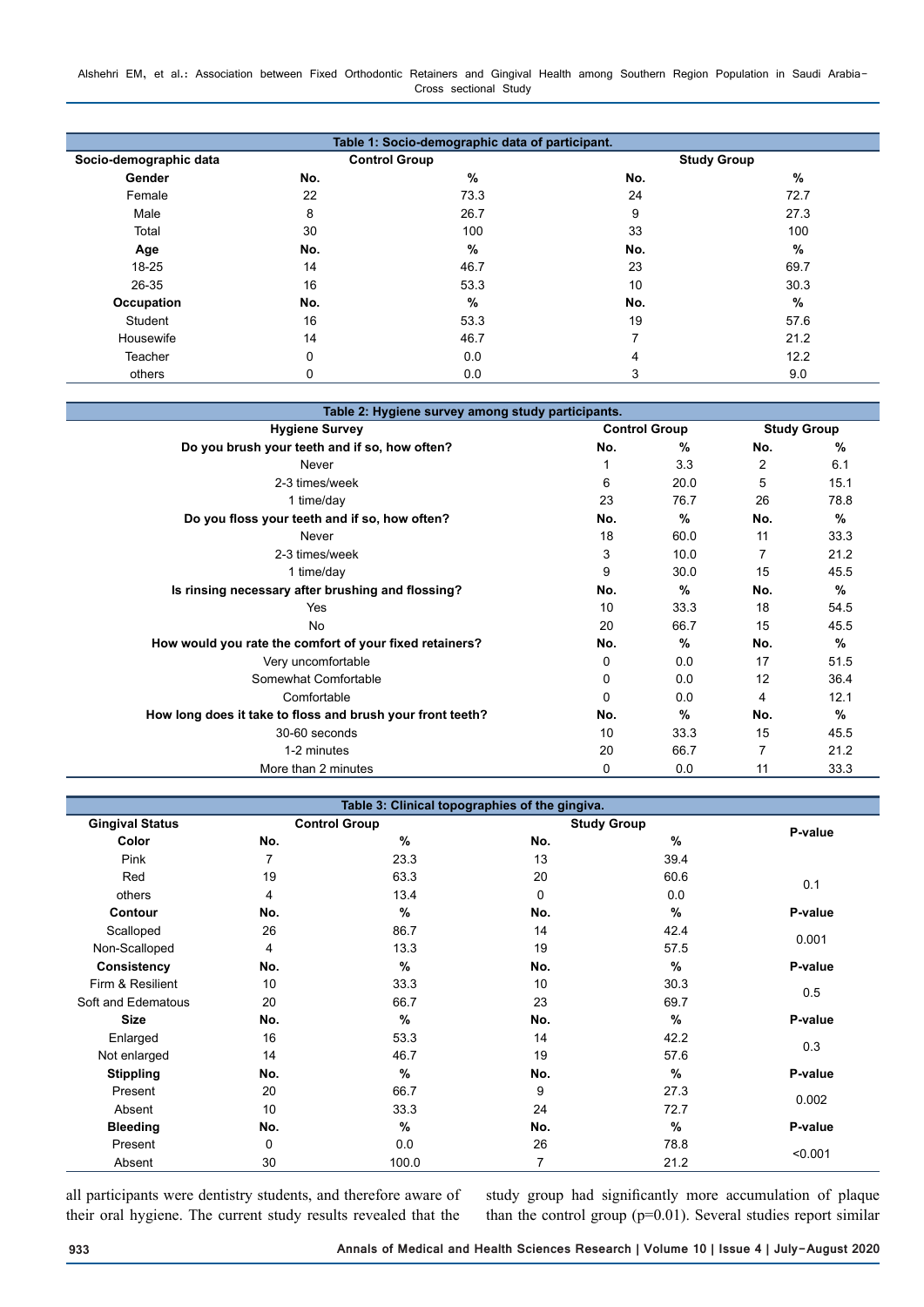| Table 1: Socio-demographic data of participant. | | | | |
|---|---|---|---|---|
| Socio-demographic data | Control Group | | Study Group | |
| **Gender** | **No.** | **%** | **No.** | **%** |
| Female | 22 | 73.3 | 24 | 72.7 |
| Male | 8 | 26.7 | 9 | 27.3 |
| Total | 30 | 100 | 33 | 100 |
| **Age** | **No.** | **%** | **No.** | **%** |
| 18-25 | 14 | 46.7 | 23 | 69.7 |
| 26-35 | 16 | 53.3 | 10 | 30.3 |
| **Occupation** | **No.** | **%** | **No.** | **%** |
| Student | 16 | 53.3 | 19 | 57.6 |
| Housewife | 14 | 46.7 | 7 | 21.2 |
| Teacher | 0 | 0.0 | 4 | 12.2 |
| others | 0 | 0.0 | 3 | 9.0 |

| Table 2: Hygiene survey among study participants. | | | | |
|---|---|---|---|---|
| Hygiene Survey | Control Group | | Study Group | |
| **Do you brush your teeth and if so, how often?** | **No.** | **%** | **No.** | **%** |
| Never | 1 | 3.3 | 2 | 6.1 |
| 2-3 times/week | 6 | 20.0 | 5 | 15.1 |
| 1 time/day | 23 | 76.7 | 26 | 78.8 |
| **Do you floss your teeth and if so, how often?** | **No.** | **%** | **No.** | **%** |
| Never | 18 | 60.0 | 11 | 33.3 |
| 2-3 times/week | 3 | 10.0 | 7 | 21.2 |
| 1 time/day | 9 | 30.0 | 15 | 45.5 |
| **Is rinsing necessary after brushing and flossing?** | **No.** | **%** | **No.** | **%** |
| Yes | 10 | 33.3 | 18 | 54.5 |
| No | 20 | 66.7 | 15 | 45.5 |
| **How would you rate the comfort of your fixed retainers?** | **No.** | **%** | **No.** | **%** |
| Very uncomfortable | 0 | 0.0 | 17 | 51.5 |
| Somewhat Comfortable | 0 | 0.0 | 12 | 36.4 |
| Comfortable | 0 | 0.0 | 4 | 12.1 |
| **How long does it take to floss and brush your front teeth?** | **No.** | **%** | **No.** | **%** |
| 30-60 seconds | 10 | 33.3 | 15 | 45.5 |
| 1-2 minutes | 20 | 66.7 | 7 | 21.2 |
| More than 2 minutes | 0 | 0.0 | 11 | 33.3 |

| Table 3: Clinical topographies of the gingiva. | | | | | |
|---|---|---|---|---|---|
| Gingival Status | Control Group | | Study Group | | P-value |
| **Color** | **No.** | **%** | **No.** | **%** | |
| Pink | 7 | 23.3 | 13 | 39.4 | |
| Red | 19 | 63.3 | 20 | 60.6 | 0.1 |
| others | 4 | 13.4 | 0 | 0.0 | |
| **Contour** | **No.** | **%** | **No.** | **%** | **P-value** |
| Scalloped | 26 | 86.7 | 14 | 42.4 | 0.001 |
| Non-Scalloped | 4 | 13.3 | 19 | 57.5 | |
| **Consistency** | **No.** | **%** | **No.** | **%** | **P-value** |
| Firm & Resilient | 10 | 33.3 | 10 | 30.3 | 0.5 |
| Soft and Edematous | 20 | 66.7 | 23 | 69.7 | |
| **Size** | **No.** | **%** | **No.** | **%** | **P-value** |
| Enlarged | 16 | 53.3 | 14 | 42.2 | 0.3 |
| Not enlarged | 14 | 46.7 | 19 | 57.6 | |
| **Stippling** | **No.** | **%** | **No.** | **%** | **P-value** |
| Present | 20 | 66.7 | 9 | 27.3 | 0.002 |
| Absent | 10 | 33.3 | 24 | 72.7 | |
| **Bleeding** | **No.** | **%** | **No.** | **%** | **P-value** |
| Present | 0 | 0.0 | 26 | 78.8 | <0.001 |
| Absent | 30 | 100.0 | 7 | 21.2 | |

all participants were dentistry students, and therefore aware of their oral hygiene. The current study results revealed that the study group had significantly more accumulation of plaque than the control group (p=0.01). Several studies report similar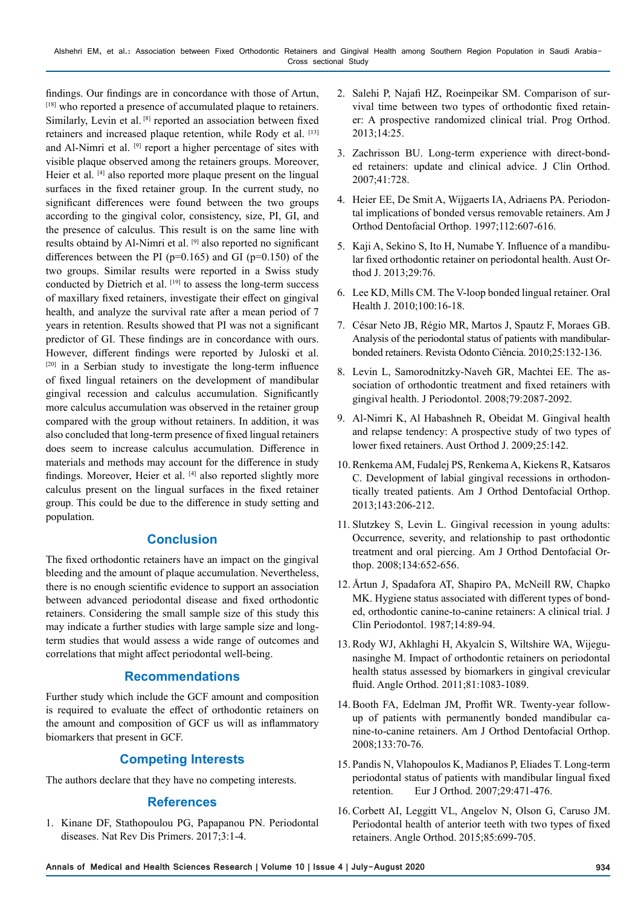findings. Our findings are in concordance with those of Artun, [18] who reported a presence of accumulated plaque to retainers. Similarly, Levin et al. [8] reported an association between fixed retainers and increased plaque retention, while Rody et al. [13] and Al-Nimri et al. [9] report a higher percentage of sites with visible plaque observed among the retainers groups. Moreover, Heier et al. [4] also reported more plaque present on the lingual surfaces in the fixed retainer group. In the current study, no significant differences were found between the two groups according to the gingival color, consistency, size, PI, GI, and the presence of calculus. This result is on the same line with results obtaind by Al-Nimri et al. [9] also reported no significant differences between the PI (p=0.165) and GI (p=0.150) of the two groups. Similar results were reported in a Swiss study conducted by Dietrich et al. [19] to assess the long-term success of maxillary fixed retainers, investigate their effect on gingival health, and analyze the survival rate after a mean period of 7 years in retention. Results showed that PI was not a significant predictor of GI. These findings are in concordance with ours. However, different findings were reported by Juloski et al. [20] in a Serbian study to investigate the long-term influence of fixed lingual retainers on the development of mandibular gingival recession and calculus accumulation. Significantly more calculus accumulation was observed in the retainer group compared with the group without retainers. In addition, it was also concluded that long-term presence of fixed lingual retainers does seem to increase calculus accumulation. Difference in materials and methods may account for the difference in study findings. Moreover, Heier et al. [4] also reported slightly more calculus present on the lingual surfaces in the fixed retainer group. This could be due to the difference in study setting and population.

## Conclusion

The fixed orthodontic retainers have an impact on the gingival bleeding and the amount of plaque accumulation. Nevertheless, there is no enough scientific evidence to support an association between advanced periodontal disease and fixed orthodontic retainers. Considering the small sample size of this study this may indicate a further studies with large sample size and long-term studies that would assess a wide range of outcomes and correlations that might affect periodontal well-being.

## Recommendations

Further study which include the GCF amount and composition is required to evaluate the effect of orthodontic retainers on the amount and composition of GCF us will as inflammatory biomarkers that present in GCF.

## Competing Interests

The authors declare that they have no competing interests.

## References

1. Kinane DF, Stathopoulou PG, Papapanou PN. Periodontal diseases. Nat Rev Dis Primers. 2017;3:1-4.
2. Salehi P, Najafi HZ, Roeinpeikar SM. Comparison of survival time between two types of orthodontic fixed retainer: A prospective randomized clinical trial. Prog Orthod. 2013;14:25.
3. Zachrisson BU. Long-term experience with direct-bonded retainers: update and clinical advice. J Clin Orthod. 2007;41:728.
4. Heier EE, De Smit A, Wijgaerts IA, Adriaens PA. Periodontal implications of bonded versus removable retainers. Am J Orthod Dentofacial Orthop. 1997;112:607-616.
5. Kaji A, Sekino S, Ito H, Numabe Y. Influence of a mandibular fixed orthodontic retainer on periodontal health. Aust Orthod J. 2013;29:76.
6. Lee KD, Mills CM. The V-loop bonded lingual retainer. Oral Health J. 2010;100:16-18.
7. César Neto JB, Régio MR, Martos J, Spautz F, Moraes GB. Analysis of the periodontal status of patients with mandibular-bonded retainers. Revista Odonto Ciência. 2010;25:132-136.
8. Levin L, Samorodnitzky-Naveh GR, Machtei EE. The association of orthodontic treatment and fixed retainers with gingival health. J Periodontol. 2008;79:2087-2092.
9. Al-Nimri K, Al Habashneh R, Obeidat M. Gingival health and relapse tendency: A prospective study of two types of lower fixed retainers. Aust Orthod J. 2009;25:142.
10. Renkema AM, Fudalej PS, Renkema A, Kiekens R, Katsaros C. Development of labial gingival recessions in orthodontically treated patients. Am J Orthod Dentofacial Orthop. 2013;143:206-212.
11. Slutzkey S, Levin L. Gingival recession in young adults: Occurrence, severity, and relationship to past orthodontic treatment and oral piercing. Am J Orthod Dentofacial Orthop. 2008;134:652-656.
12. Årtun J, Spadafora AT, Shapiro PA, McNeill RW, Chapko MK. Hygiene status associated with different types of bonded, orthodontic canine-to-canine retainers: A clinical trial. J Clin Periodontol. 1987;14:89-94.
13. Rody WJ, Akhlaghi H, Akyalcin S, Wiltshire WA, Wijegunasinghe M. Impact of orthodontic retainers on periodontal health status assessed by biomarkers in gingival crevicular fluid. Angle Orthod. 2011;81:1083-1089.
14. Booth FA, Edelman JM, Proffit WR. Twenty-year follow-up of patients with permanently bonded mandibular canine-to-canine retainers. Am J Orthod Dentofacial Orthop. 2008;133:70-76.
15. Pandis N, Vlahopoulos K, Madianos P, Eliades T. Long-term periodontal status of patients with mandibular lingual fixed retention. Eur J Orthod. 2007;29:471-476.
16. Corbett AI, Leggitt VL, Angelov N, Olson G, Caruso JM. Periodontal health of anterior teeth with two types of fixed retainers. Angle Orthod. 2015;85:699-705.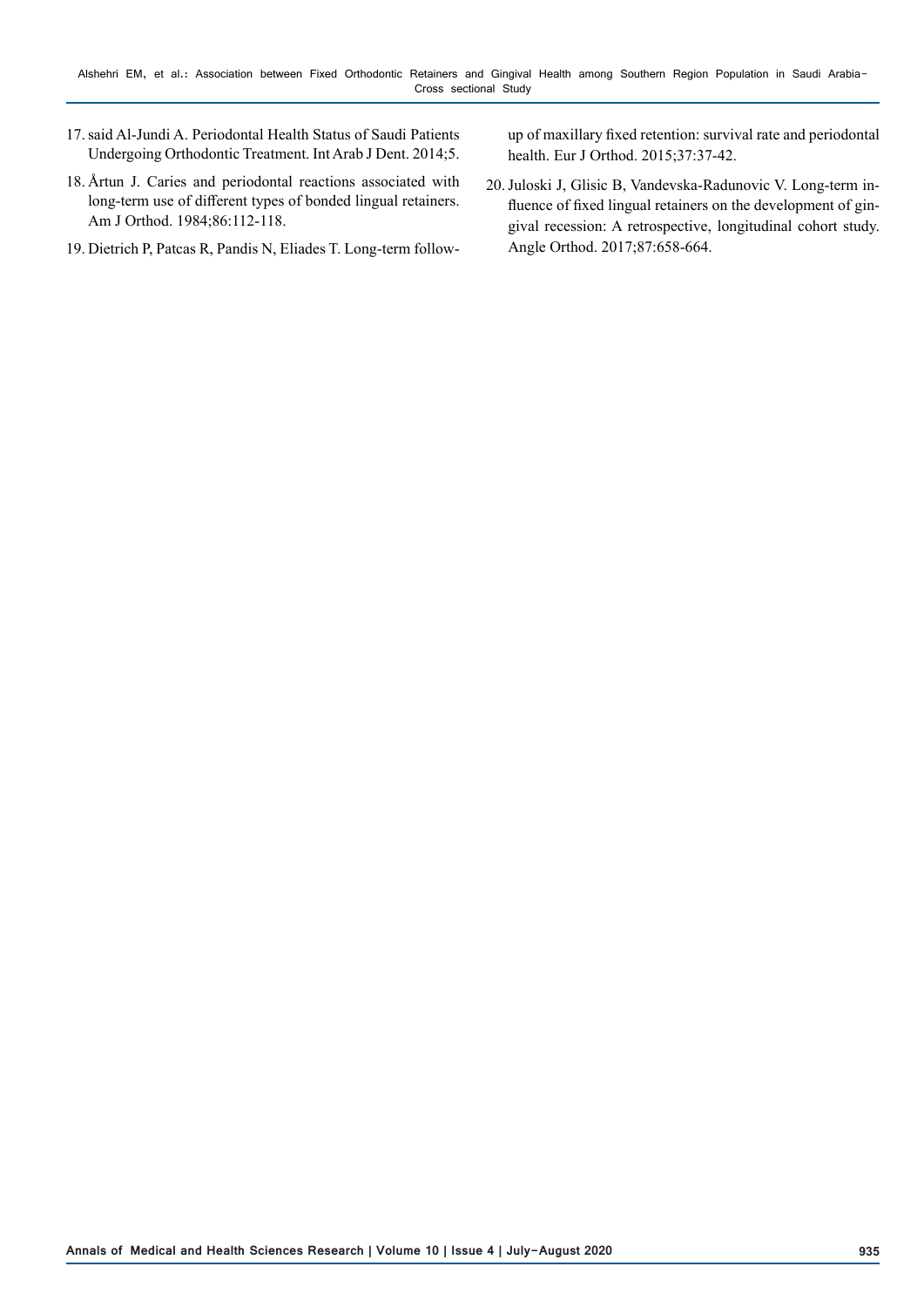17. said Al-Jundi A. Periodontal Health Status of Saudi Patients Undergoing Orthodontic Treatment. Int Arab J Dent. 2014;5.
18. Årtun J. Caries and periodontal reactions associated with long-term use of different types of bonded lingual retainers. Am J Orthod. 1984;86:112-118.
19. Dietrich P, Patcas R, Pandis N, Eliades T. Long-term follow-up of maxillary fixed retention: survival rate and periodontal health. Eur J Orthod. 2015;37:37-42.
20. Juloski J, Glisic B, Vandevska-Radunovic V. Long-term influence of fixed lingual retainers on the development of gingival recession: A retrospective, longitudinal cohort study. Angle Orthod. 2017;87:658-664.